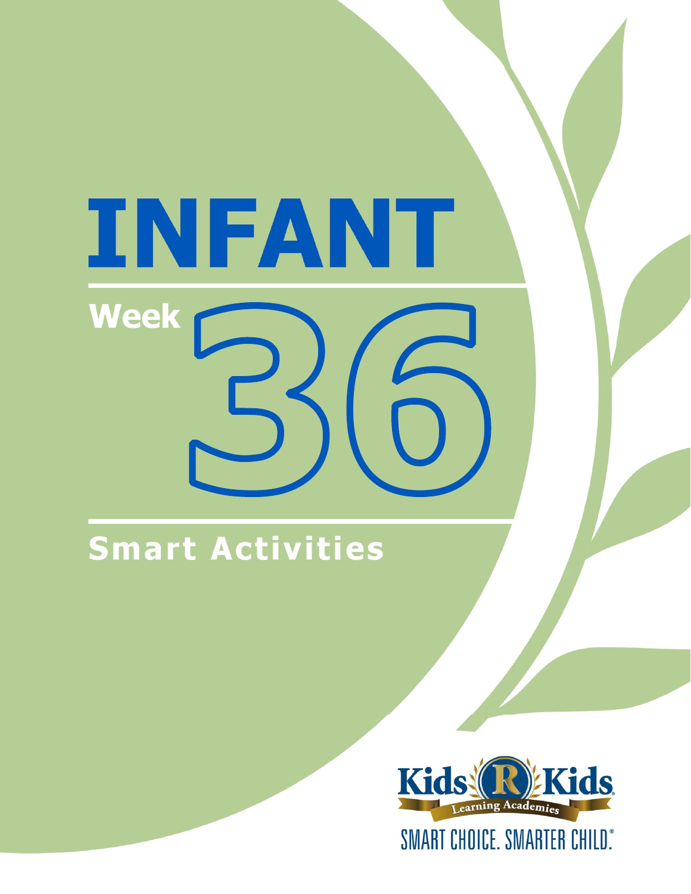# INFANT

## Week 36

## Smart Activities

Kids 'R' Kids Learning Academies

SMART CHOICE. SMARTER CHILD.®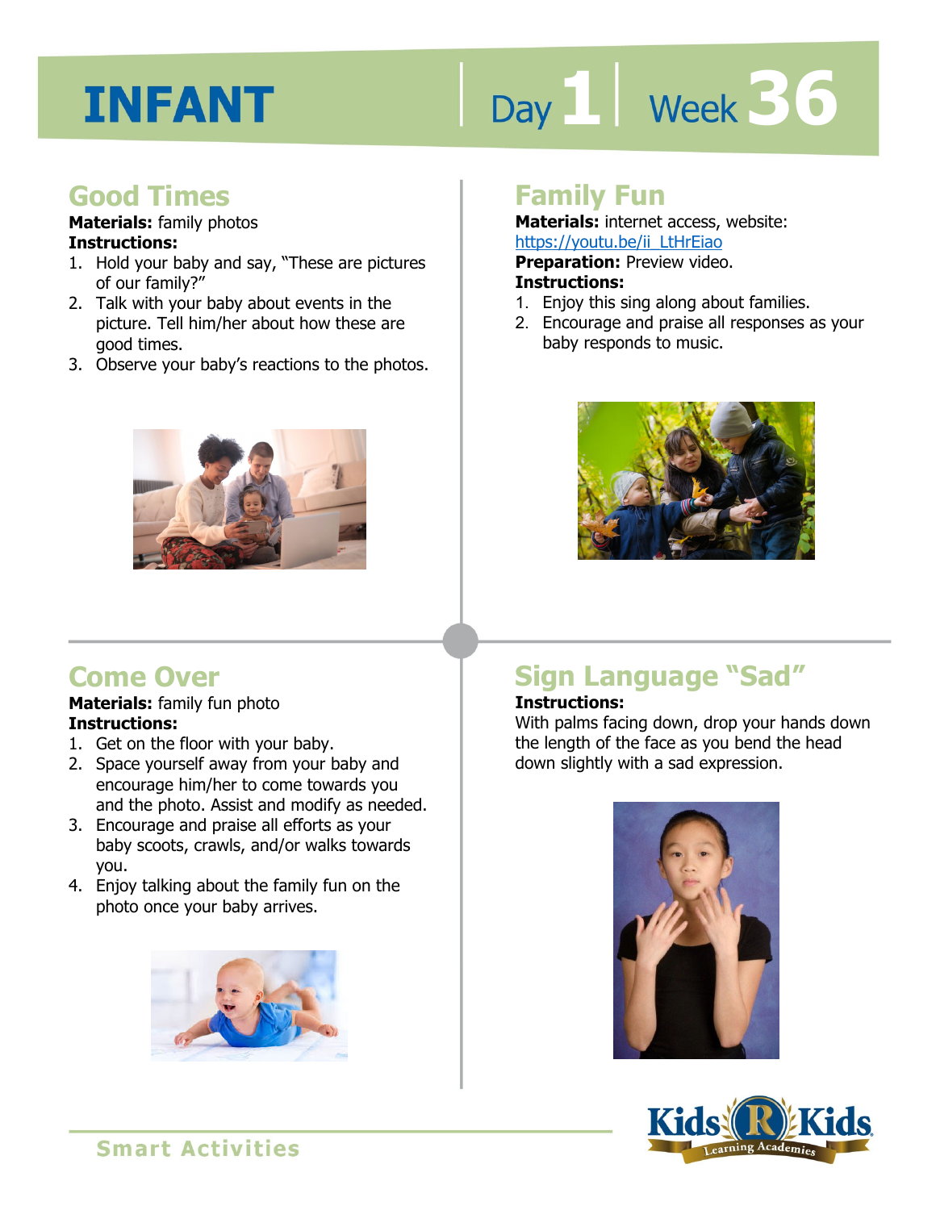# INFANT

Day 1 | Week 36

## Good Times

**Materials:** family photos
**Instructions:**

1. Hold your baby and say, "These are pictures of our family?"
2. Talk with your baby about events in the picture. Tell him/her about how these are good times.
3. Observe your baby's reactions to the photos.

## Family Fun

**Materials:** internet access, website: https://youtu.be/ii_LtHrEiao
**Preparation:** Preview video.
**Instructions:**

1. Enjoy this sing along about families.
2. Encourage and praise all responses as your baby responds to music.

## Come Over

**Materials:** family fun photo
**Instructions:**

1. Get on the floor with your baby.
2. Space yourself away from your baby and encourage him/her to come towards you and the photo. Assist and modify as needed.
3. Encourage and praise all efforts as your baby scoots, crawls, and/or walks towards you.
4. Enjoy talking about the family fun on the photo once your baby arrives.

## Sign Language "Sad"

**Instructions:**
With palms facing down, drop your hands down the length of the face as you bend the head down slightly with a sad expression.

Smart Activities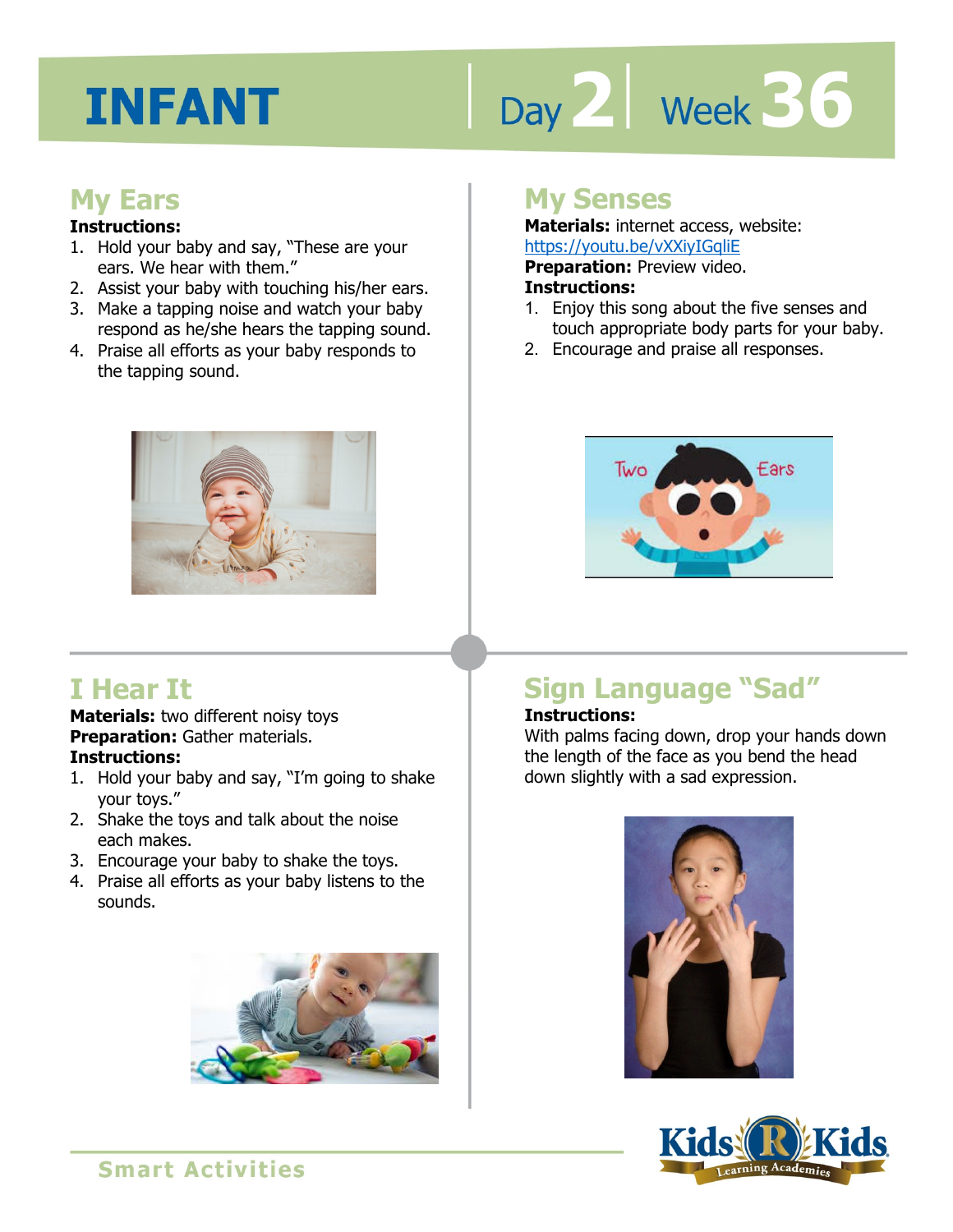# INFANT

Day 2 | Week 36

## My Ears

**Instructions:**

1. Hold your baby and say, "These are your ears. We hear with them."
2. Assist your baby with touching his/her ears.
3. Make a tapping noise and watch your baby respond as he/she hears the tapping sound.
4. Praise all efforts as your baby responds to the tapping sound.

## My Senses

**Materials:** internet access, website: https://youtu.be/vXXiyIGqliE

**Preparation:** Preview video.

**Instructions:**

1. Enjoy this song about the five senses and touch appropriate body parts for your baby.
2. Encourage and praise all responses.

## I Hear It

**Materials:** two different noisy toys

**Preparation:** Gather materials.

**Instructions:**

1. Hold your baby and say, "I'm going to shake your toys."
2. Shake the toys and talk about the noise each makes.
3. Encourage your baby to shake the toys.
4. Praise all efforts as your baby listens to the sounds.

## Sign Language "Sad"

**Instructions:**

With palms facing down, drop your hands down the length of the face as you bend the head down slightly with a sad expression.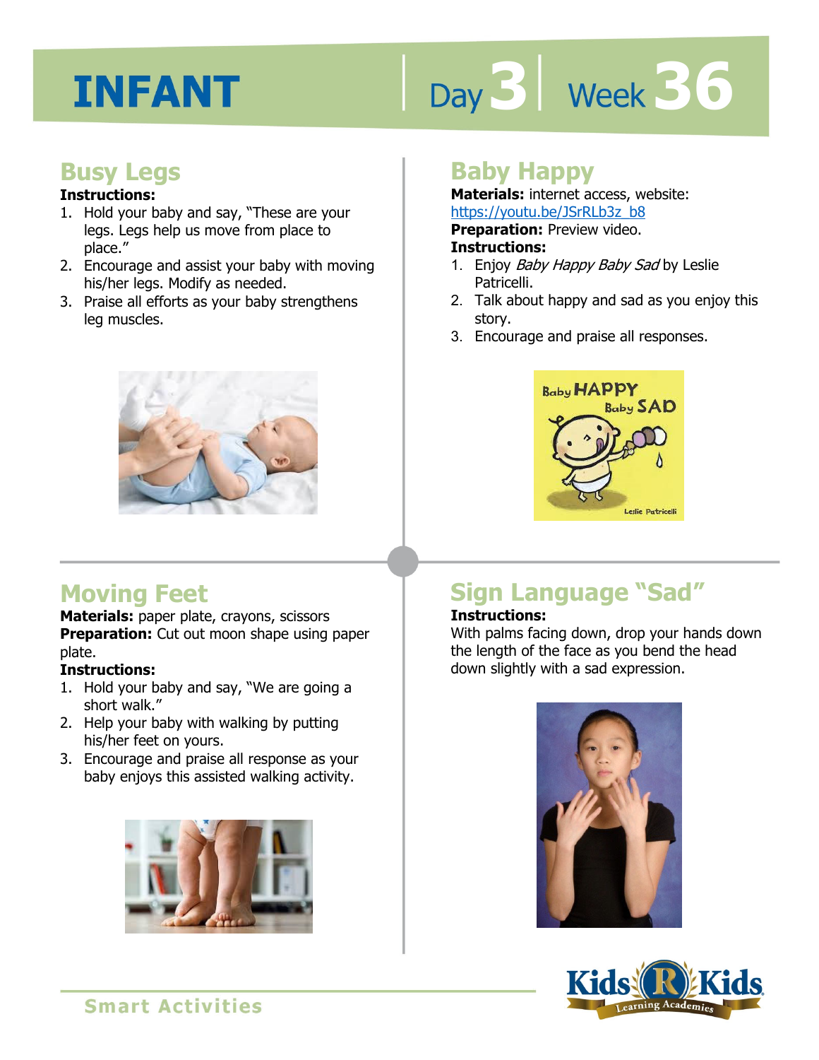# INFANT

Day 3 | Week 36

## Busy Legs

**Instructions:**

1. Hold your baby and say, "These are your legs. Legs help us move from place to place."
2. Encourage and assist your baby with moving his/her legs. Modify as needed.
3. Praise all efforts as your baby strengthens leg muscles.

## Baby Happy

**Materials:** internet access, website: https://youtu.be/JSrRLb3z_b8

**Preparation:** Preview video.

**Instructions:**

1. Enjoy *Baby Happy Baby Sad* by Leslie Patricelli.
2. Talk about happy and sad as you enjoy this story.
3. Encourage and praise all responses.

## Moving Feet

**Materials:** paper plate, crayons, scissors

**Preparation:** Cut out moon shape using paper plate.

**Instructions:**

1. Hold your baby and say, "We are going a short walk."
2. Help your baby with walking by putting his/her feet on yours.
3. Encourage and praise all response as your baby enjoys this assisted walking activity.

## Sign Language "Sad"

**Instructions:**

With palms facing down, drop your hands down the length of the face as you bend the head down slightly with a sad expression.

Smart Activities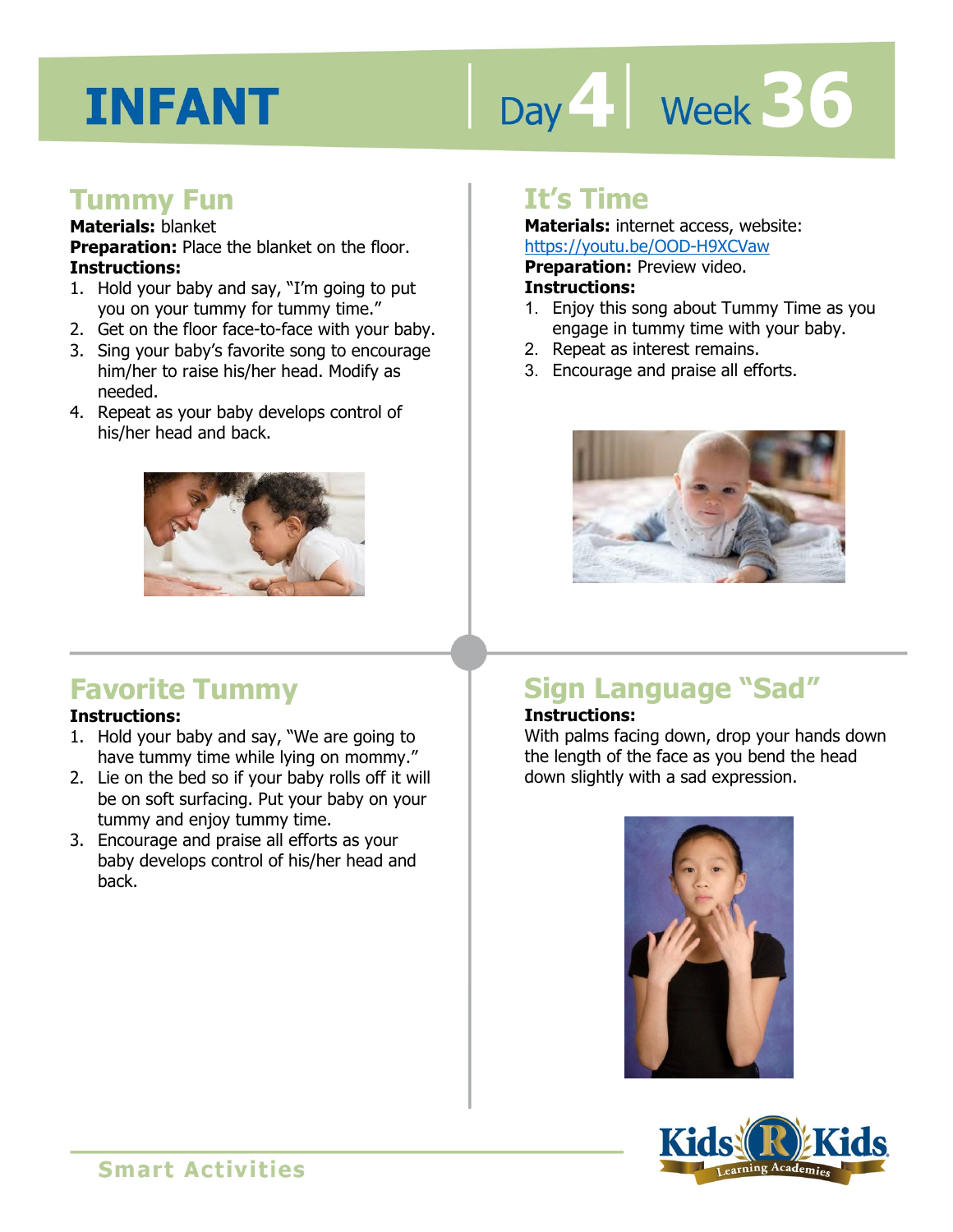# INFANT

Day 4 | Week 36

## Tummy Fun

**Materials:** blanket

**Preparation:** Place the blanket on the floor.

**Instructions:**

1. Hold your baby and say, "I'm going to put you on your tummy for tummy time."
2. Get on the floor face-to-face with your baby.
3. Sing your baby's favorite song to encourage him/her to raise his/her head. Modify as needed.
4. Repeat as your baby develops control of his/her head and back.

## It's Time

**Materials:** internet access, website: https://youtu.be/OOD-H9XCVaw

**Preparation:** Preview video.

**Instructions:**

1. Enjoy this song about Tummy Time as you engage in tummy time with your baby.
2. Repeat as interest remains.
3. Encourage and praise all efforts.

## Favorite Tummy

**Instructions:**

1. Hold your baby and say, "We are going to have tummy time while lying on mommy."
2. Lie on the bed so if your baby rolls off it will be on soft surfacing. Put your baby on your tummy and enjoy tummy time.
3. Encourage and praise all efforts as your baby develops control of his/her head and back.

## Sign Language "Sad"

**Instructions:**

With palms facing down, drop your hands down the length of the face as you bend the head down slightly with a sad expression.

Smart Activities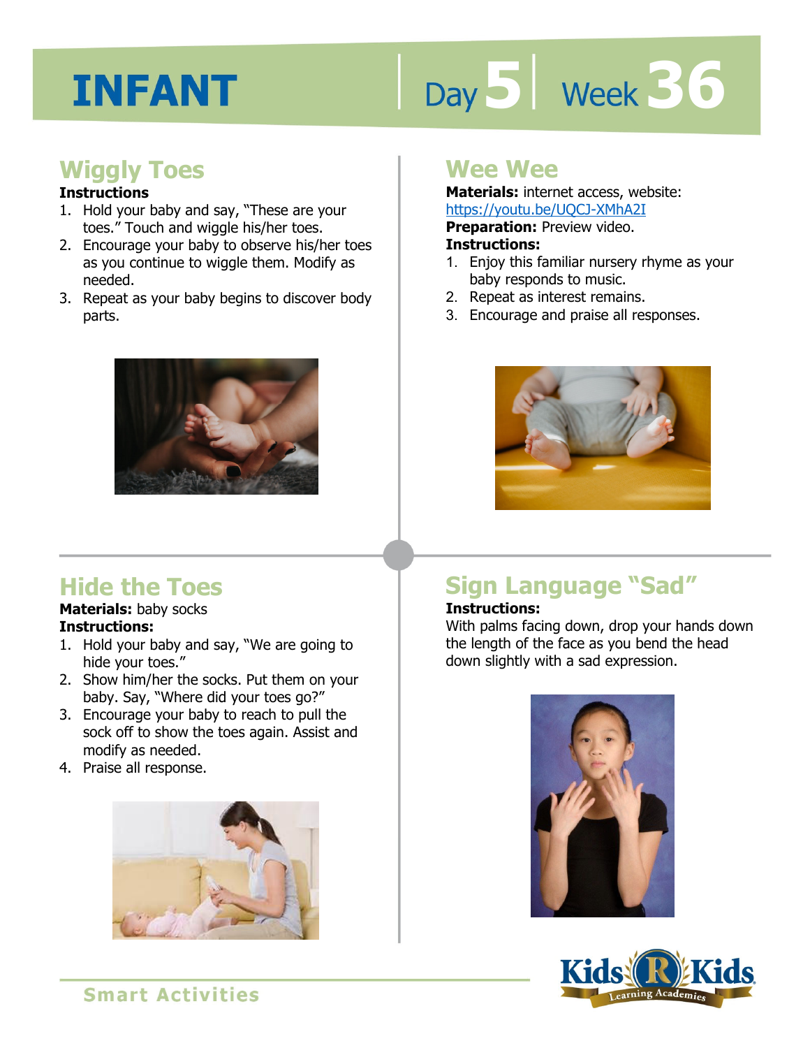# INFANT

Day 5 | Week 36

## Wiggly Toes

**Instructions**

1. Hold your baby and say, "These are your toes." Touch and wiggle his/her toes.
2. Encourage your baby to observe his/her toes as you continue to wiggle them. Modify as needed.
3. Repeat as your baby begins to discover body parts.

## Wee Wee

**Materials:** internet access, website: https://youtu.be/UQCJ-XMhA2I

**Preparation:** Preview video.

**Instructions:**

1. Enjoy this familiar nursery rhyme as your baby responds to music.
2. Repeat as interest remains.
3. Encourage and praise all responses.

## Hide the Toes

**Materials:** baby socks

**Instructions:**

1. Hold your baby and say, "We are going to hide your toes."
2. Show him/her the socks. Put them on your baby. Say, "Where did your toes go?"
3. Encourage your baby to reach to pull the sock off to show the toes again. Assist and modify as needed.
4. Praise all response.

## Sign Language "Sad"

**Instructions:**

With palms facing down, drop your hands down the length of the face as you bend the head down slightly with a sad expression.

Smart Activities